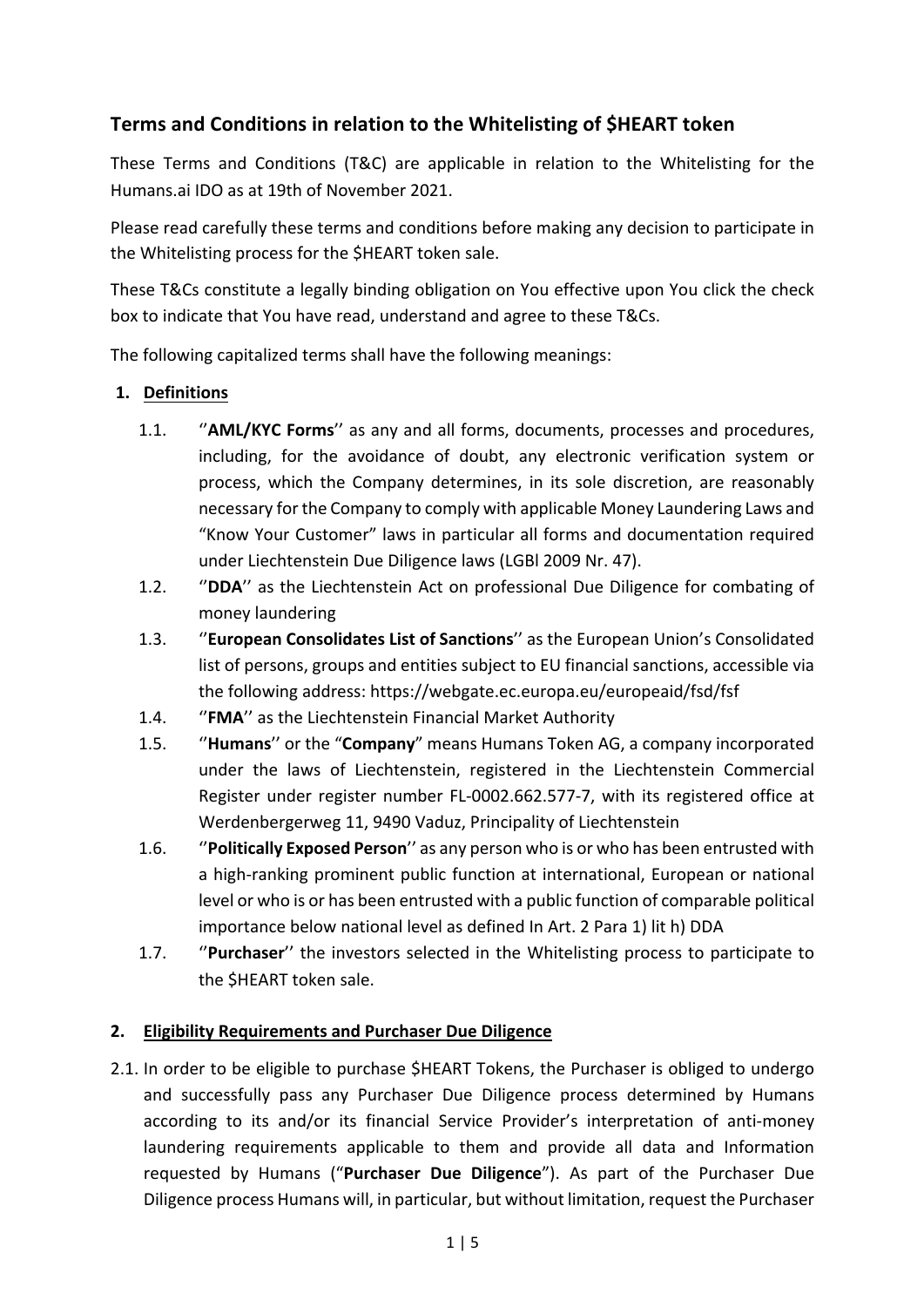## Terms and Conditions in relation to the Whitelisting of $HEART token

These Terms and Conditions (T&C) are applicable in relation to the Whitelisting for the Humans.ai IDO as at 19th of November 2021.

Please read carefully these terms and conditions before making any decision to participate in the Whitelisting process for the $HEART token sale.

These T&Cs constitute a legally binding obligation on You effective upon You click the check box to indicate that You have read, understand and agree to these T&Cs.

The following capitalized terms shall have the following meanings:

### 1. Definitions

1.1. ''**AML/KYC Forms**'' as any and all forms, documents, processes and procedures, including, for the avoidance of doubt, any electronic verification system or process, which the Company determines, in its sole discretion, are reasonably necessary for the Company to comply with applicable Money Laundering Laws and "Know Your Customer" laws in particular all forms and documentation required under Liechtenstein Due Diligence laws (LGBl 2009 Nr. 47).

1.2. ''**DDA**'' as the Liechtenstein Act on professional Due Diligence for combating of money laundering

1.3. ''**European Consolidates List of Sanctions**'' as the European Union's Consolidated list of persons, groups and entities subject to EU financial sanctions, accessible via the following address: https://webgate.ec.europa.eu/europeaid/fsd/fsf

1.4. ''**FMA**'' as the Liechtenstein Financial Market Authority

1.5. ''**Humans**'' or the "**Company**" means Humans Token AG, a company incorporated under the laws of Liechtenstein, registered in the Liechtenstein Commercial Register under register number FL-0002.662.577-7, with its registered office at Werdenbergerweg 11, 9490 Vaduz, Principality of Liechtenstein

1.6. ''**Politically Exposed Person**'' as any person who is or who has been entrusted with a high-ranking prominent public function at international, European or national level or who is or has been entrusted with a public function of comparable political importance below national level as defined In Art. 2 Para 1) lit h) DDA

1.7. ''**Purchaser**'' the investors selected in the Whitelisting process to participate to the $HEART token sale.

### 2. Eligibility Requirements and Purchaser Due Diligence

2.1. In order to be eligible to purchase $HEART Tokens, the Purchaser is obliged to undergo and successfully pass any Purchaser Due Diligence process determined by Humans according to its and/or its financial Service Provider's interpretation of anti-money laundering requirements applicable to them and provide all data and Information requested by Humans ("**Purchaser Due Diligence**"). As part of the Purchaser Due Diligence process Humans will, in particular, but without limitation, request the Purchaser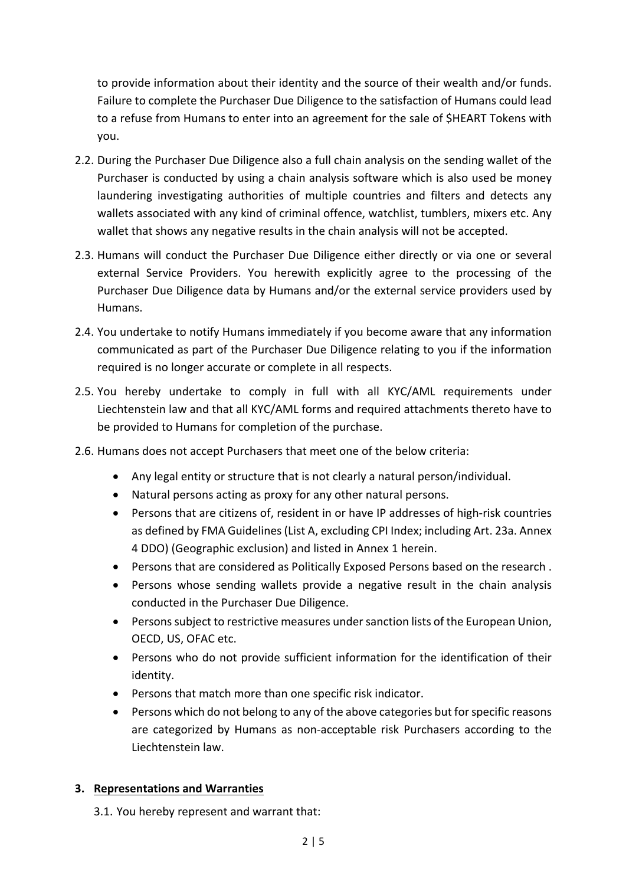to provide information about their identity and the source of their wealth and/or funds. Failure to complete the Purchaser Due Diligence to the satisfaction of Humans could lead to a refuse from Humans to enter into an agreement for the sale of $HEART Tokens with you.

2.2. During the Purchaser Due Diligence also a full chain analysis on the sending wallet of the Purchaser is conducted by using a chain analysis software which is also used be money laundering investigating authorities of multiple countries and filters and detects any wallets associated with any kind of criminal offence, watchlist, tumblers, mixers etc. Any wallet that shows any negative results in the chain analysis will not be accepted.

2.3. Humans will conduct the Purchaser Due Diligence either directly or via one or several external Service Providers. You herewith explicitly agree to the processing of the Purchaser Due Diligence data by Humans and/or the external service providers used by Humans.

2.4. You undertake to notify Humans immediately if you become aware that any information communicated as part of the Purchaser Due Diligence relating to you if the information required is no longer accurate or complete in all respects.

2.5. You hereby undertake to comply in full with all KYC/AML requirements under Liechtenstein law and that all KYC/AML forms and required attachments thereto have to be provided to Humans for completion of the purchase.

2.6. Humans does not accept Purchasers that meet one of the below criteria:

- Any legal entity or structure that is not clearly a natural person/individual.
- Natural persons acting as proxy for any other natural persons.
- Persons that are citizens of, resident in or have IP addresses of high-risk countries as defined by FMA Guidelines (List A, excluding CPI Index; including Art. 23a. Annex 4 DDO) (Geographic exclusion) and listed in Annex 1 herein.
- Persons that are considered as Politically Exposed Persons based on the research .
- Persons whose sending wallets provide a negative result in the chain analysis conducted in the Purchaser Due Diligence.
- Persons subject to restrictive measures under sanction lists of the European Union, OECD, US, OFAC etc.
- Persons who do not provide sufficient information for the identification of their identity.
- Persons that match more than one specific risk indicator.
- Persons which do not belong to any of the above categories but for specific reasons are categorized by Humans as non-acceptable risk Purchasers according to the Liechtenstein law.

## 3. Representations and Warranties

3.1. You hereby represent and warrant that: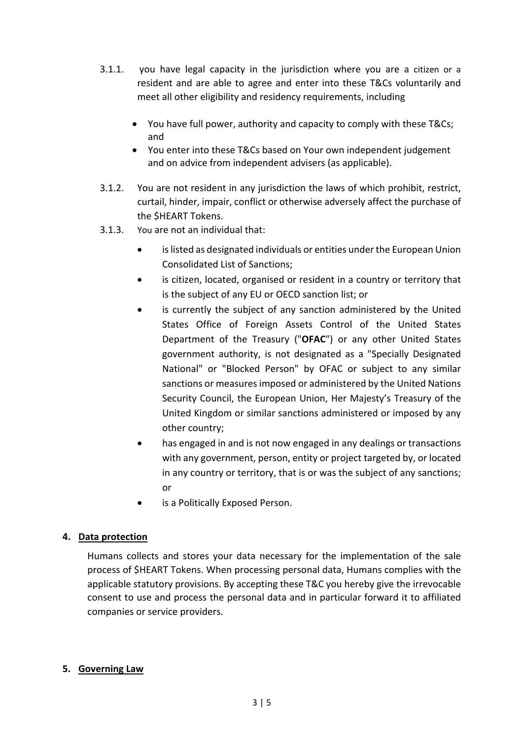3.1.1. you have legal capacity in the jurisdiction where you are a citizen or a resident and are able to agree and enter into these T&Cs voluntarily and meet all other eligibility and residency requirements, including

- You have full power, authority and capacity to comply with these T&Cs; and
- You enter into these T&Cs based on Your own independent judgement and on advice from independent advisers (as applicable).

3.1.2. You are not resident in any jurisdiction the laws of which prohibit, restrict, curtail, hinder, impair, conflict or otherwise adversely affect the purchase of the $HEART Tokens.

3.1.3. You are not an individual that:

- is listed as designated individuals or entities under the European Union Consolidated List of Sanctions;
- is citizen, located, organised or resident in a country or territory that is the subject of any EU or OECD sanction list; or
- is currently the subject of any sanction administered by the United States Office of Foreign Assets Control of the United States Department of the Treasury ("**OFAC**") or any other United States government authority, is not designated as a "Specially Designated National" or "Blocked Person" by OFAC or subject to any similar sanctions or measures imposed or administered by the United Nations Security Council, the European Union, Her Majesty's Treasury of the United Kingdom or similar sanctions administered or imposed by any other country;
- has engaged in and is not now engaged in any dealings or transactions with any government, person, entity or project targeted by, or located in any country or territory, that is or was the subject of any sanctions; or
- is a Politically Exposed Person.

## 4. Data protection

Humans collects and stores your data necessary for the implementation of the sale process of $HEART Tokens. When processing personal data, Humans complies with the applicable statutory provisions. By accepting these T&C you hereby give the irrevocable consent to use and process the personal data and in particular forward it to affiliated companies or service providers.

## 5. Governing Law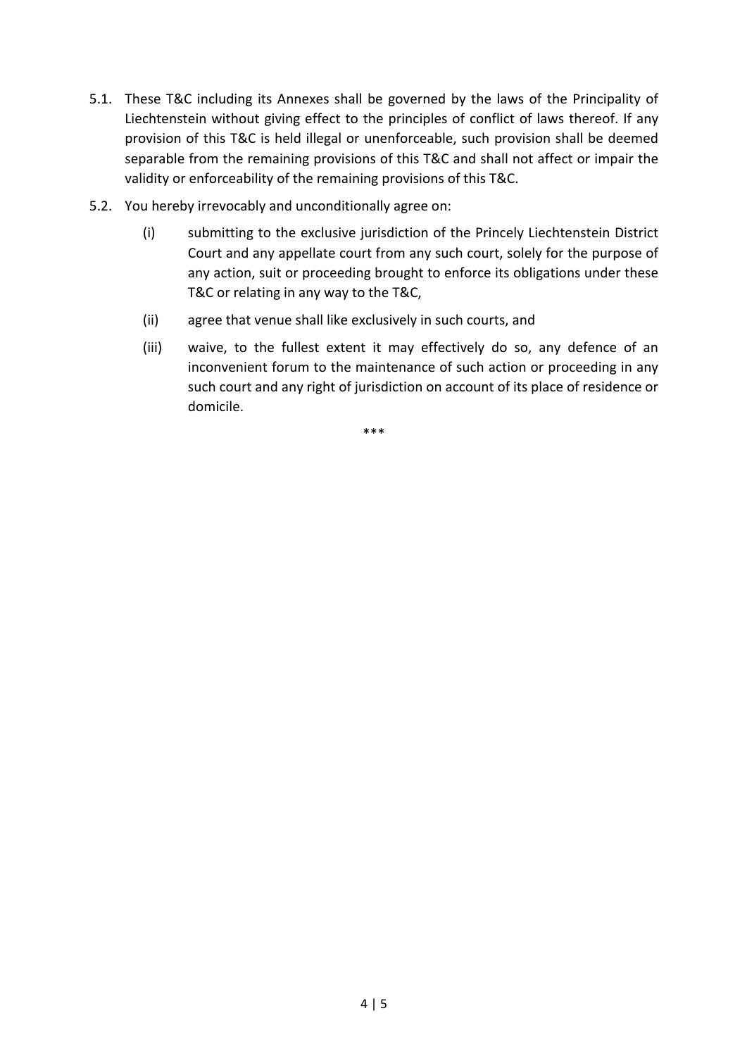5.1. These T&C including its Annexes shall be governed by the laws of the Principality of Liechtenstein without giving effect to the principles of conflict of laws thereof. If any provision of this T&C is held illegal or unenforceable, such provision shall be deemed separable from the remaining provisions of this T&C and shall not affect or impair the validity or enforceability of the remaining provisions of this T&C.

5.2. You hereby irrevocably and unconditionally agree on:

(i) submitting to the exclusive jurisdiction of the Princely Liechtenstein District Court and any appellate court from any such court, solely for the purpose of any action, suit or proceeding brought to enforce its obligations under these T&C or relating in any way to the T&C,

(ii) agree that venue shall like exclusively in such courts, and

(iii) waive, to the fullest extent it may effectively do so, any defence of an inconvenient forum to the maintenance of such action or proceeding in any such court and any right of jurisdiction on account of its place of residence or domicile.

***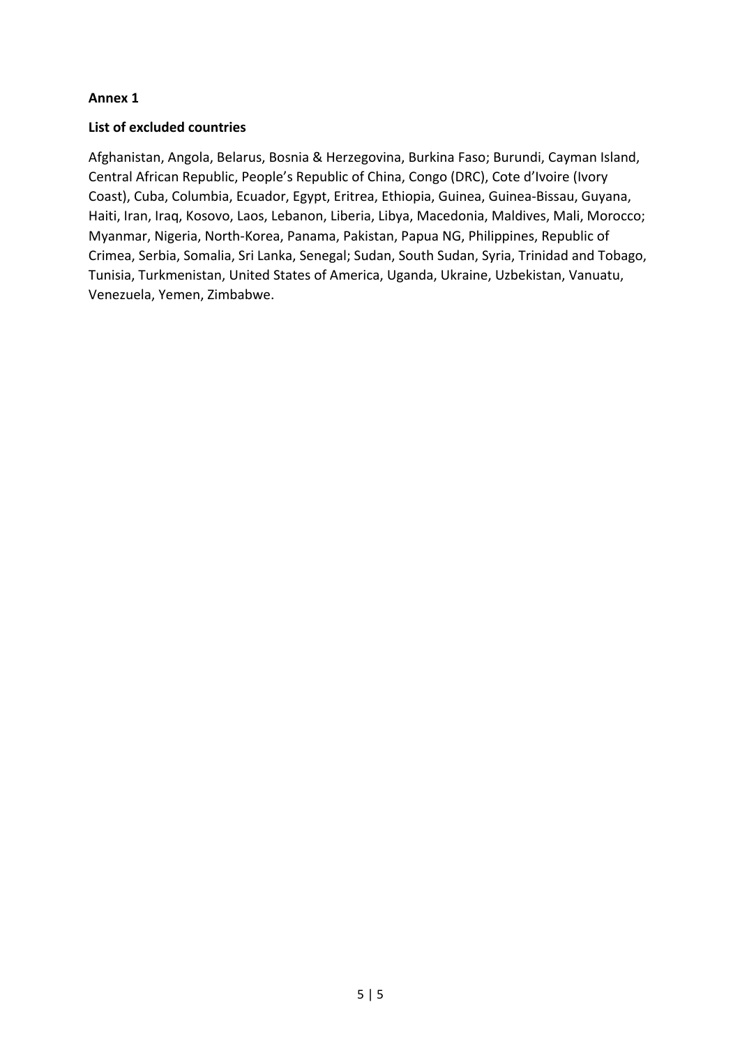**Annex 1**

**List of excluded countries**

Afghanistan, Angola, Belarus, Bosnia & Herzegovina, Burkina Faso; Burundi, Cayman Island, Central African Republic, People's Republic of China, Congo (DRC), Cote d'Ivoire (Ivory Coast), Cuba, Columbia, Ecuador, Egypt, Eritrea, Ethiopia, Guinea, Guinea-Bissau, Guyana, Haiti, Iran, Iraq, Kosovo, Laos, Lebanon, Liberia, Libya, Macedonia, Maldives, Mali, Morocco; Myanmar, Nigeria, North-Korea, Panama, Pakistan, Papua NG, Philippines, Republic of Crimea, Serbia, Somalia, Sri Lanka, Senegal; Sudan, South Sudan, Syria, Trinidad and Tobago, Tunisia, Turkmenistan, United States of America, Uganda, Ukraine, Uzbekistan, Vanuatu, Venezuela, Yemen, Zimbabwe.